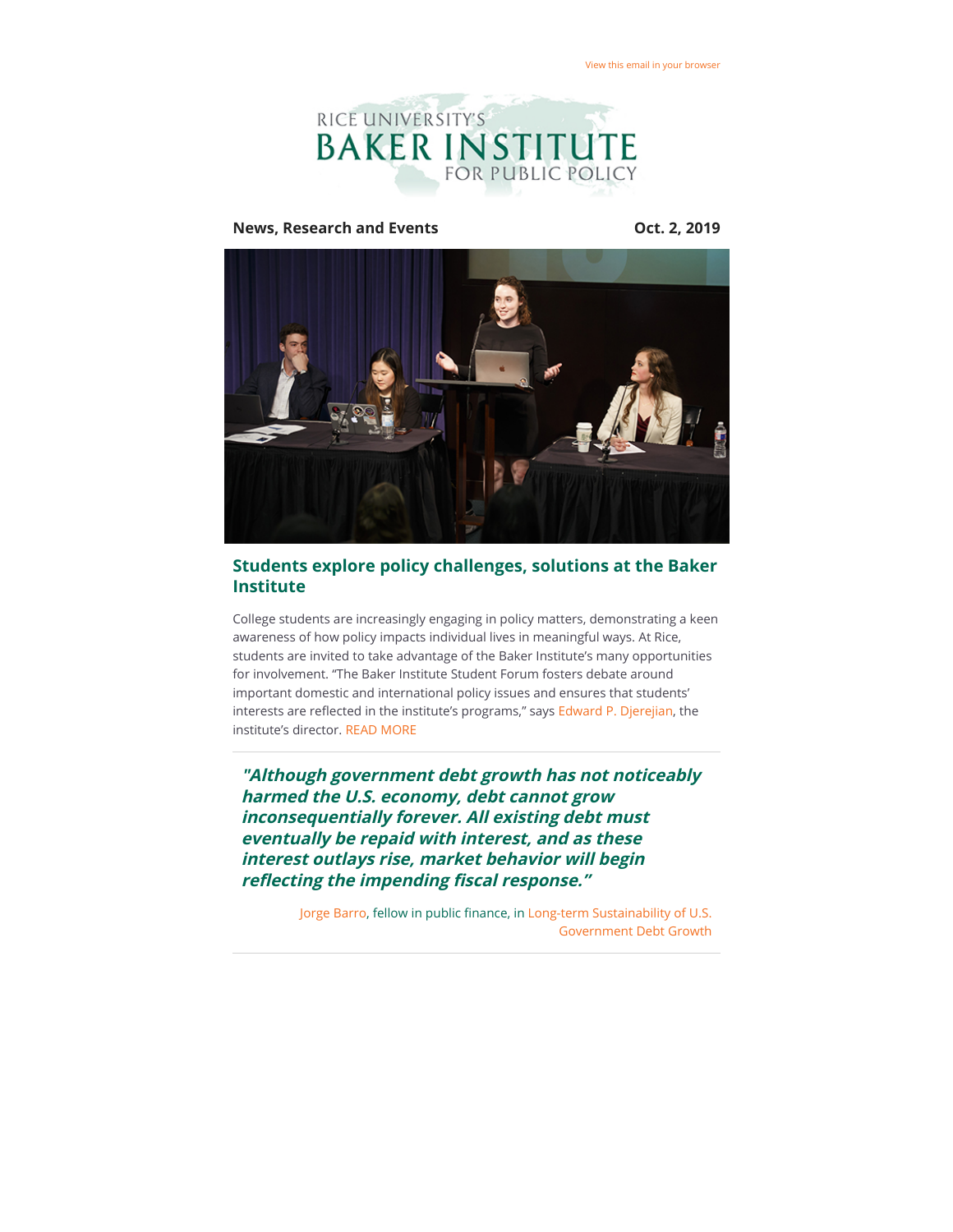View this email in your browser

RICE UNIVERSITY'S BAKER INSTITUTE FOR PUBLIC POLICY

**News, Research and Events** **Oct. 2, 2019**

## Students explore policy challenges, solutions at the Baker Institute

College students are increasingly engaging in policy matters, demonstrating a keen awareness of how policy impacts individual lives in meaningful ways. At Rice, students are invited to take advantage of the Baker Institute's many opportunities for involvement. "The Baker Institute Student Forum fosters debate around important domestic and international policy issues and ensures that students' interests are reflected in the institute's programs," says Edward P. Djerejian, the institute's director. READ MORE

---

***"Although government debt growth has not noticeably harmed the U.S. economy, debt cannot grow inconsequentially forever. All existing debt must eventually be repaid with interest, and as these interest outlays rise, market behavior will begin reflecting the impending fiscal response."***

Jorge Barro, fellow in public finance, in Long-term Sustainability of U.S. Government Debt Growth

---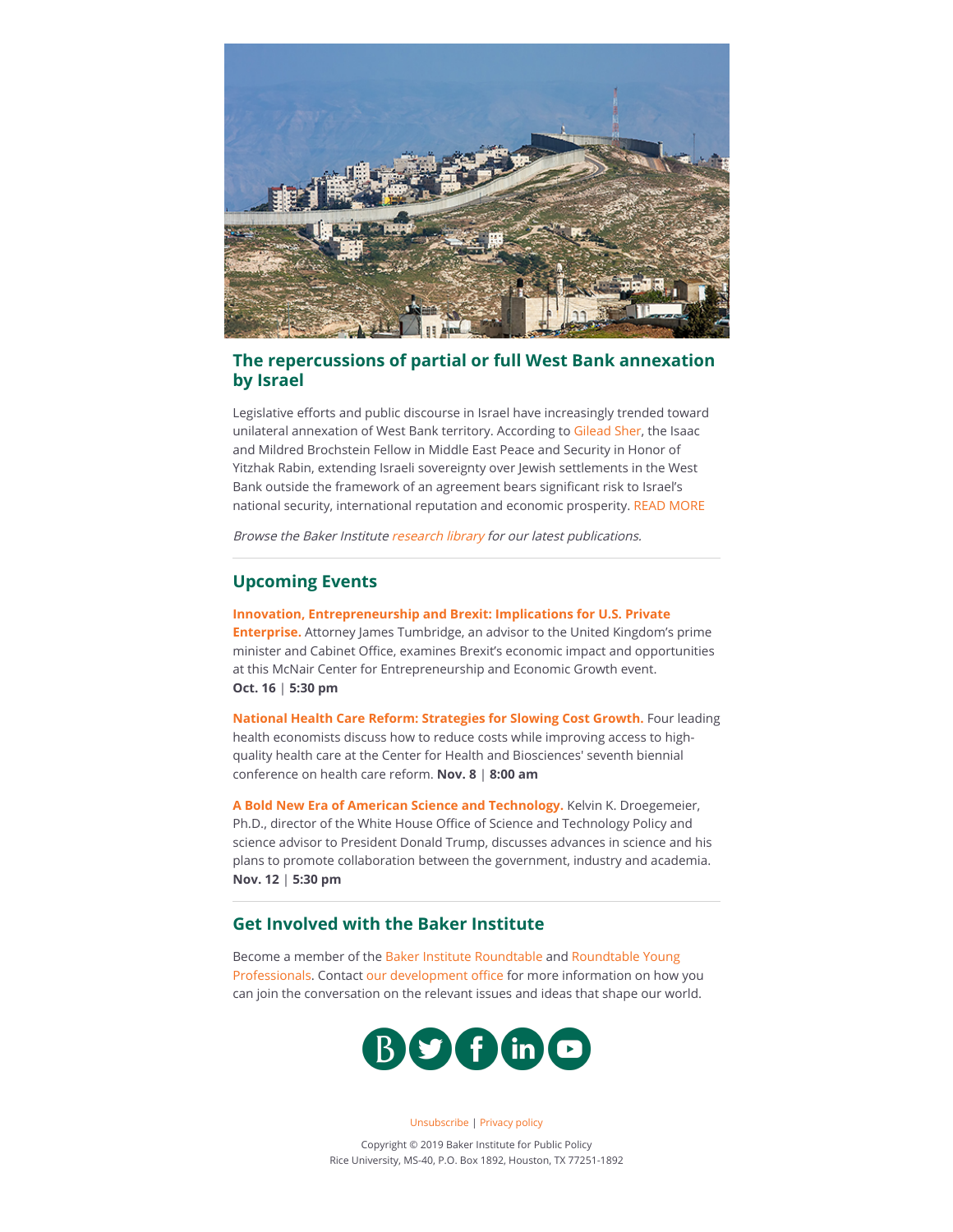## The repercussions of partial or full West Bank annexation by Israel

Legislative efforts and public discourse in Israel have increasingly trended toward unilateral annexation of West Bank territory. According to Gilead Sher, the Isaac and Mildred Brochstein Fellow in Middle East Peace and Security in Honor of Yitzhak Rabin, extending Israeli sovereignty over Jewish settlements in the West Bank outside the framework of an agreement bears significant risk to Israel's national security, international reputation and economic prosperity. READ MORE

*Browse the Baker Institute research library for our latest publications.*

---

## Upcoming Events

**Innovation, Entrepreneurship and Brexit: Implications for U.S. Private Enterprise.** Attorney James Tumbridge, an advisor to the United Kingdom's prime minister and Cabinet Office, examines Brexit's economic impact and opportunities at this McNair Center for Entrepreneurship and Economic Growth event. **Oct. 16** | **5:30 pm**

**National Health Care Reform: Strategies for Slowing Cost Growth.** Four leading health economists discuss how to reduce costs while improving access to high-quality health care at the Center for Health and Biosciences' seventh biennial conference on health care reform. **Nov. 8** | **8:00 am**

**A Bold New Era of American Science and Technology.** Kelvin K. Droegemeier, Ph.D., director of the White House Office of Science and Technology Policy and science advisor to President Donald Trump, discusses advances in science and his plans to promote collaboration between the government, industry and academia. **Nov. 12** | **5:30 pm**

---

## Get Involved with the Baker Institute

Become a member of the Baker Institute Roundtable and Roundtable Young Professionals. Contact our development office for more information on how you can join the conversation on the relevant issues and ideas that shape our world.

Unsubscribe | Privacy policy

Copyright © 2019 Baker Institute for Public Policy
Rice University, MS-40, P.O. Box 1892, Houston, TX 77251-1892